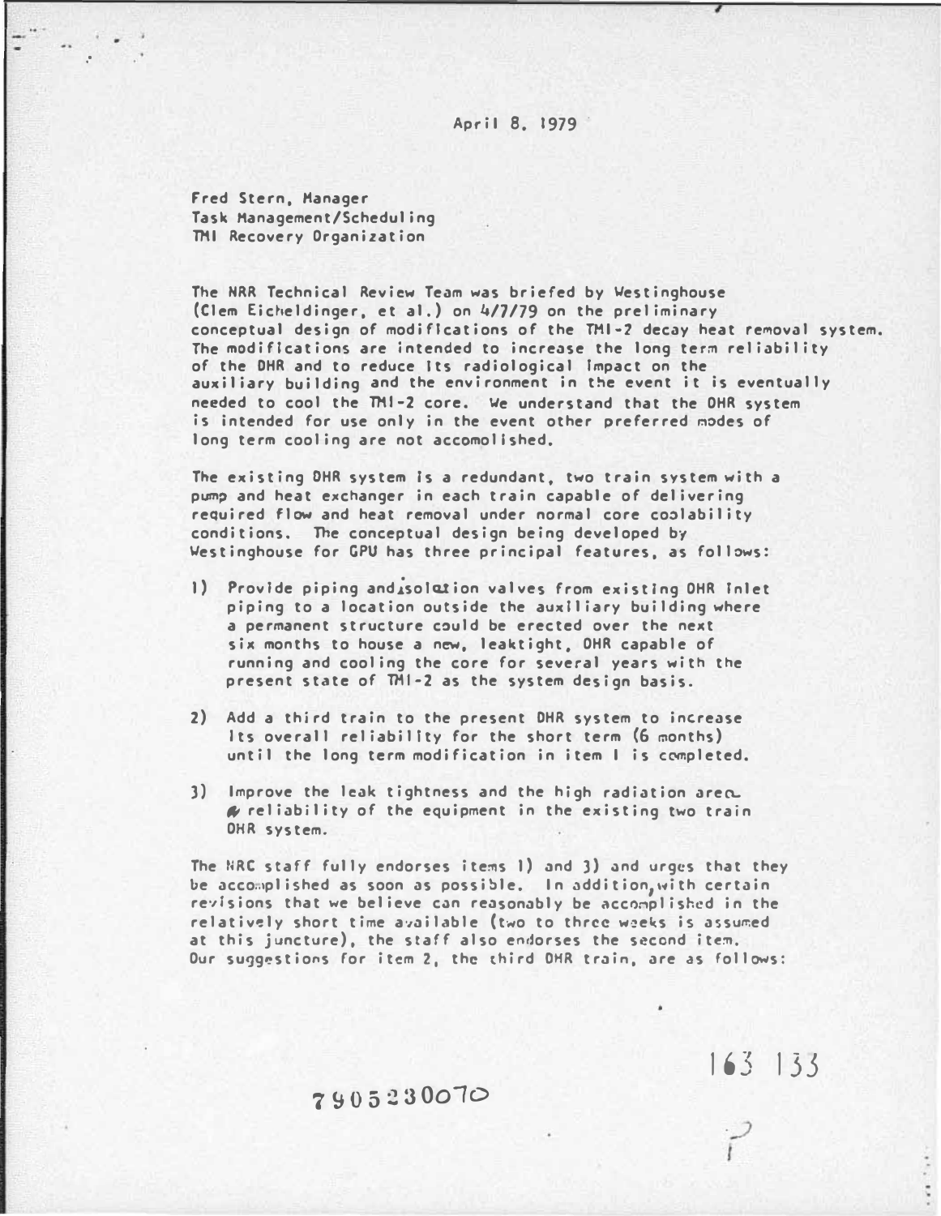April 8, 1979

Fred Stern, Manager
Task Management/Scheduling
TMI Recovery Organization

The NRR Technical Review Team was briefed by Westinghouse (Clem Eicheldinger, et al.) on 4/7/79 on the preliminary conceptual design of modifications of the TMI-2 decay heat removal system. The modifications are intended to increase the long term reliability of the DHR and to reduce its radiological impact on the auxiliary building and the environment in the event it is eventually needed to cool the TMI-2 core. We understand that the DHR system is intended for use only in the event other preferred modes of long term cooling are not accomolished.

The existing DHR system is a redundant, two train system with a pump and heat exchanger in each train capable of delivering required flow and heat removal under normal core coolability conditions. The conceptual design being developed by Westinghouse for GPU has three principal features, as follows:

1) Provide piping and isolation valves from existing DHR inlet piping to a location outside the auxiliary building where a permanent structure could be erected over the next six months to house a new, leaktight, DHR capable of running and cooling the core for several years with the present state of TMI-2 as the system design basis.

2) Add a third train to the present DHR system to increase its overall reliability for the short term (6 months) until the long term modification in item 1 is completed.

3) Improve the leak tightness and the high radiation area & reliability of the equipment in the existing two train DHR system.

The NRC staff fully endorses items 1) and 3) and urges that they be accomplished as soon as possible. In addition, with certain revisions that we believe can reasonably be accomplished in the relatively short time available (two to three weeks is assumed at this juncture), the staff also endorses the second item. Our suggestions for item 2, the third DHR train, are as follows:

163 133

7905230070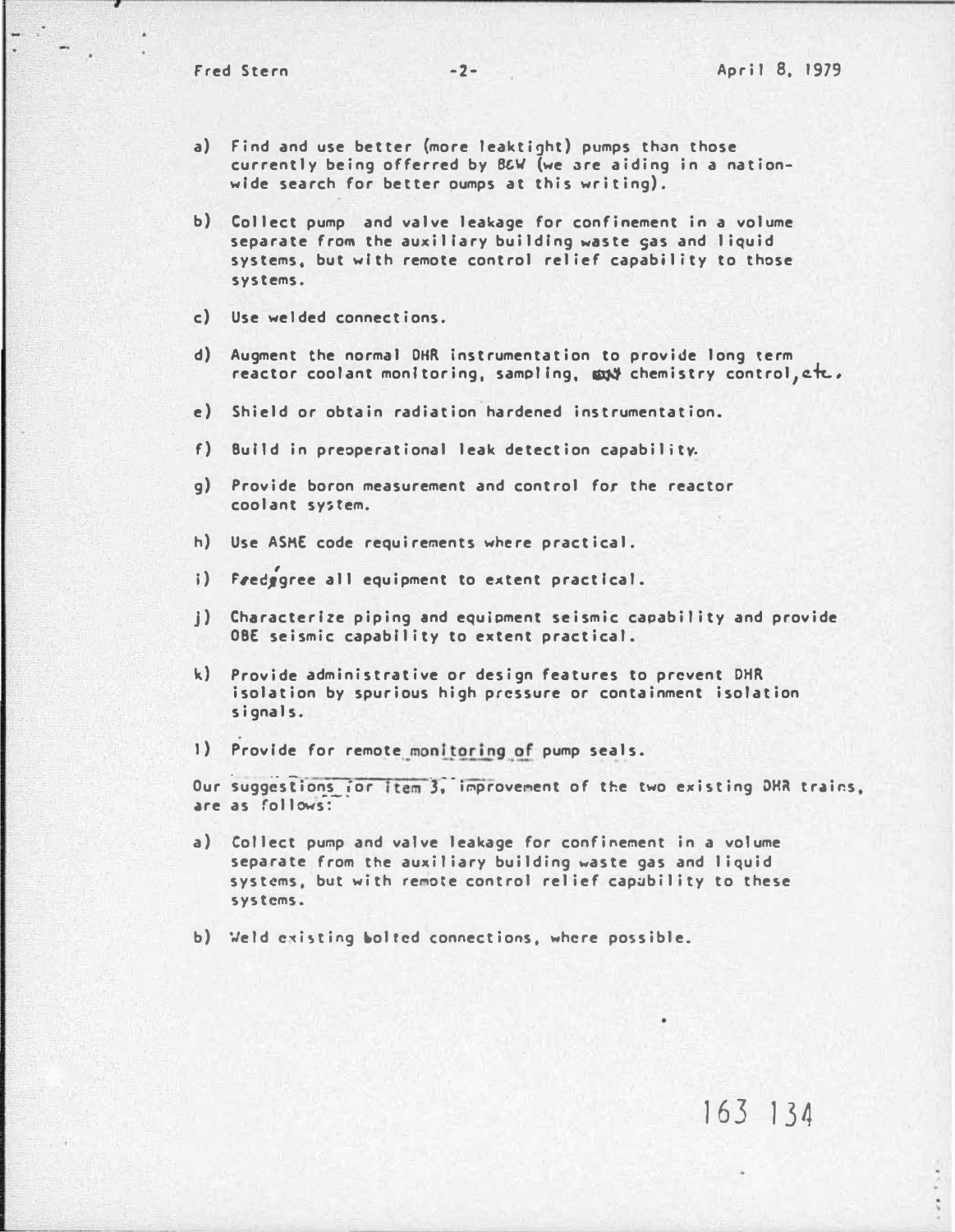a) Find and use better (more leaktight) pumps than those currently being offerred by B&W (we are aiding in a nation-wide search for better oumps at this writing).

b) Collect pump and valve leakage for confinement in a volume separate from the auxiliary building waste gas and liquid systems, but with remote control relief capability to those systems.

c) Use welded connections.

d) Augment the normal DHR instrumentation to provide long term reactor coolant monitoring, sampling, chemistry control, etc.

e) Shield or obtain radiation hardened instrumentation.

f) Build in preoperational leak detection capability.

g) Provide boron measurement and control for the reactor coolant system.

h) Use ASME code requirements where practical.

i) Freedegree all equipment to extent practical.

j) Characterize piping and equipment seismic capability and provide OBE seismic capability to extent practical.

k) Provide administrative or design features to prevent DHR isolation by spurious high pressure or containment isolation signals.

l) Provide for remote monitoring of pump seals.

Our suggestions for Item 3, improvement of the two existing DHR trains, are as follows:

a) Collect pump and valve leakage for confinement in a volume separate from the auxiliary building waste gas and liquid systems, but with remote control relief capability to these systems.

b) Weld existing bolted connections, where possible.

163 134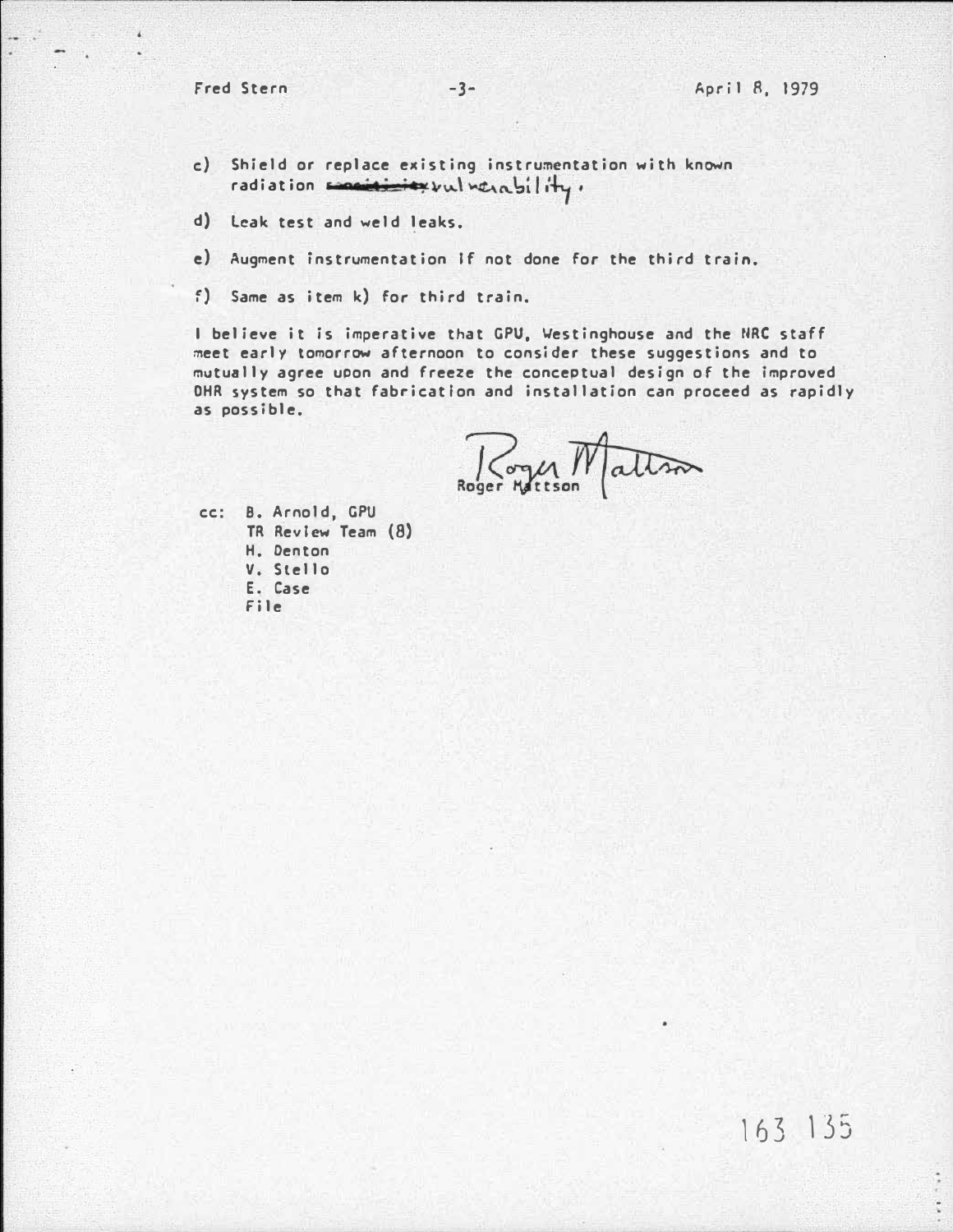c) Shield or replace existing instrumentation with known radiation vulnerability.

d) Leak test and weld leaks.

e) Augment instrumentation if not done for the third train.

f) Same as item k) for third train.

I believe it is imperative that GPU, Westinghouse and the NRC staff meet early tomorrow afternoon to consider these suggestions and to mutually agree upon and freeze the conceptual design of the improved DHR system so that fabrication and installation can proceed as rapidly as possible.

Roger Mattson

cc: B. Arnold, GPU
TR Review Team (8)
H. Denton
V. Stello
E. Case
File

163 135